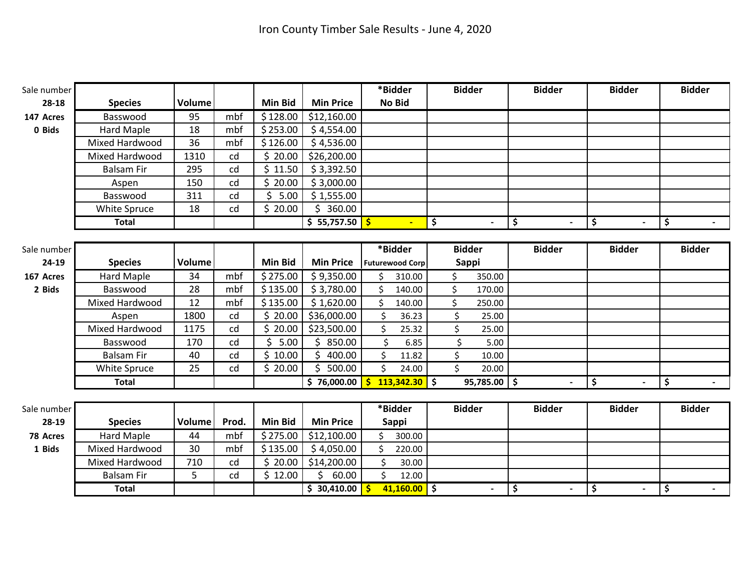# Iron County Timber Sale Results - June 4, 2020

| Sale number | Species | Volume | | Min Bid | Min Price | *Bidder No Bid | Bidder | Bidder | Bidder | Bidder |
|---|---|---|---|---|---|---|---|---|---|---|
| **28-18** | | | | | | | | | | |
| **147 Acres** | Basswood | 95 | mbf | $ 128.00 | $12,160.00 | | | | | |
| **0 Bids** | Hard Maple | 18 | mbf | $ 253.00 | $ 4,554.00 | | | | | |
| | Mixed Hardwood | 36 | mbf | $ 126.00 | $ 4,536.00 | | | | | |
| | Mixed Hardwood | 1310 | cd | $ 20.00 | $26,200.00 | | | | | |
| | Balsam Fir | 295 | cd | $ 11.50 | $ 3,392.50 | | | | | |
| | Aspen | 150 | cd | $ 20.00 | $ 3,000.00 | | | | | |
| | Basswood | 311 | cd | $ 5.00 | $ 1,555.00 | | | | | |
| | White Spruce | 18 | cd | $ 20.00 | $ 360.00 | | | | | |
| | **Total** | | | | **$ 55,757.50** | **$ -** | **$ -** | **$ -** | **$ -** | **$ -** |

| Sale number | Species | Volume | | Min Bid | Min Price | *Bidder Futurewood Corp | Bidder Sappi | Bidder | Bidder | Bidder |
|---|---|---|---|---|---|---|---|---|---|---|
| **24-19** | | | | | | | | | | |
| **167 Acres** | Hard Maple | 34 | mbf | $ 275.00 | $ 9,350.00 | $ 310.00 | $ 350.00 | | | |
| **2 Bids** | Basswood | 28 | mbf | $ 135.00 | $ 3,780.00 | $ 140.00 | $ 170.00 | | | |
| | Mixed Hardwood | 12 | mbf | $ 135.00 | $ 1,620.00 | $ 140.00 | $ 250.00 | | | |
| | Aspen | 1800 | cd | $ 20.00 | $36,000.00 | $ 36.23 | $ 25.00 | | | |
| | Mixed Hardwood | 1175 | cd | $ 20.00 | $23,500.00 | $ 25.32 | $ 25.00 | | | |
| | Basswood | 170 | cd | $ 5.00 | $ 850.00 | $ 6.85 | $ 5.00 | | | |
| | Balsam Fir | 40 | cd | $ 10.00 | $ 400.00 | $ 11.82 | $ 10.00 | | | |
| | White Spruce | 25 | cd | $ 20.00 | $ 500.00 | $ 24.00 | $ 20.00 | | | |
| | **Total** | | | | **$ 76,000.00** | **$ 113,342.30** | **$ 95,785.00** | **$ -** | **$ -** | **$ -** |

| Sale number | Species | Volume | Prod. | Min Bid | Min Price | *Bidder Sappi | Bidder | Bidder | Bidder | Bidder |
|---|---|---|---|---|---|---|---|---|---|---|
| **28-19** | | | | | | | | | | |
| **78 Acres** | Hard Maple | 44 | mbf | $ 275.00 | $12,100.00 | $ 300.00 | | | | |
| **1 Bids** | Mixed Hardwood | 30 | mbf | $ 135.00 | $ 4,050.00 | $ 220.00 | | | | |
| | Mixed Hardwood | 710 | cd | $ 20.00 | $14,200.00 | $ 30.00 | | | | |
| | Balsam Fir | 5 | cd | $ 12.00 | $ 60.00 | $ 12.00 | | | | |
| | **Total** | | | | **$ 30,410.00** | **$ 41,160.00** | **$ -** | **$ -** | **$ -** | **$ -** |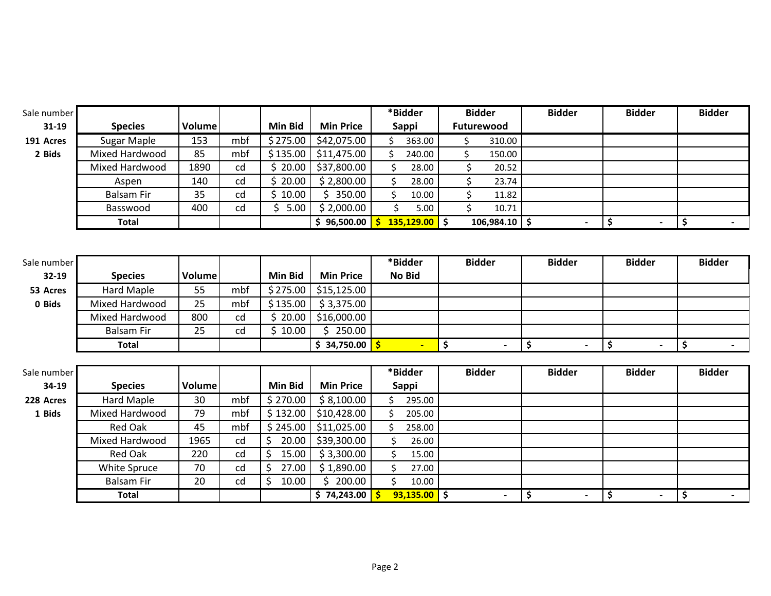| Sale number | Species | Volume | | Min Bid | Min Price | *Bidder Sappi | Bidder Futurewood | Bidder | Bidder | Bidder |
|---|---|---|---|---|---|---|---|---|---|---|
| 31-19 | | | | | | | | | | |
| 191 Acres | Sugar Maple | 153 | mbf | $ 275.00 | $42,075.00 | $ 363.00 | $ 310.00 | | | |
| 2 Bids | Mixed Hardwood | 85 | mbf | $ 135.00 | $11,475.00 | $ 240.00 | $ 150.00 | | | |
| | Mixed Hardwood | 1890 | cd | $ 20.00 | $37,800.00 | $ 28.00 | $ 20.52 | | | |
| | Aspen | 140 | cd | $ 20.00 | $ 2,800.00 | $ 28.00 | $ 23.74 | | | |
| | Balsam Fir | 35 | cd | $ 10.00 | $ 350.00 | $ 10.00 | $ 11.82 | | | |
| | Basswood | 400 | cd | $ 5.00 | $ 2,000.00 | $ 5.00 | $ 10.71 | | | |
| | **Total** | | | | **$ 96,500.00** | **$ 135,129.00** | **$ 106,984.10** | **$ -** | **$ -** | **$ -** |

| Sale number | Species | Volume | | Min Bid | Min Price | *Bidder No Bid | Bidder | Bidder | Bidder | Bidder |
|---|---|---|---|---|---|---|---|---|---|---|
| 32-19 | | | | | | | | | | |
| 53 Acres | Hard Maple | 55 | mbf | $ 275.00 | $15,125.00 | | | | | |
| 0 Bids | Mixed Hardwood | 25 | mbf | $ 135.00 | $ 3,375.00 | | | | | |
| | Mixed Hardwood | 800 | cd | $ 20.00 | $16,000.00 | | | | | |
| | Balsam Fir | 25 | cd | $ 10.00 | $ 250.00 | | | | | |
| | **Total** | | | | **$ 34,750.00** | **$ -** | **$ -** | **$ -** | **$ -** | **$ -** |

| Sale number | Species | Volume | | Min Bid | Min Price | *Bidder Sappi | Bidder | Bidder | Bidder | Bidder |
|---|---|---|---|---|---|---|---|---|---|---|
| 34-19 | | | | | | | | | | |
| 228 Acres | Hard Maple | 30 | mbf | $ 270.00 | $ 8,100.00 | $ 295.00 | | | | |
| 1 Bids | Mixed Hardwood | 79 | mbf | $ 132.00 | $10,428.00 | $ 205.00 | | | | |
| | Red Oak | 45 | mbf | $ 245.00 | $11,025.00 | $ 258.00 | | | | |
| | Mixed Hardwood | 1965 | cd | $ 20.00 | $39,300.00 | $ 26.00 | | | | |
| | Red Oak | 220 | cd | $ 15.00 | $ 3,300.00 | $ 15.00 | | | | |
| | White Spruce | 70 | cd | $ 27.00 | $ 1,890.00 | $ 27.00 | | | | |
| | Balsam Fir | 20 | cd | $ 10.00 | $ 200.00 | $ 10.00 | | | | |
| | **Total** | | | | **$ 74,243.00** | **$ 93,135.00** | **$ -** | **$ -** | **$ -** | **$ -** |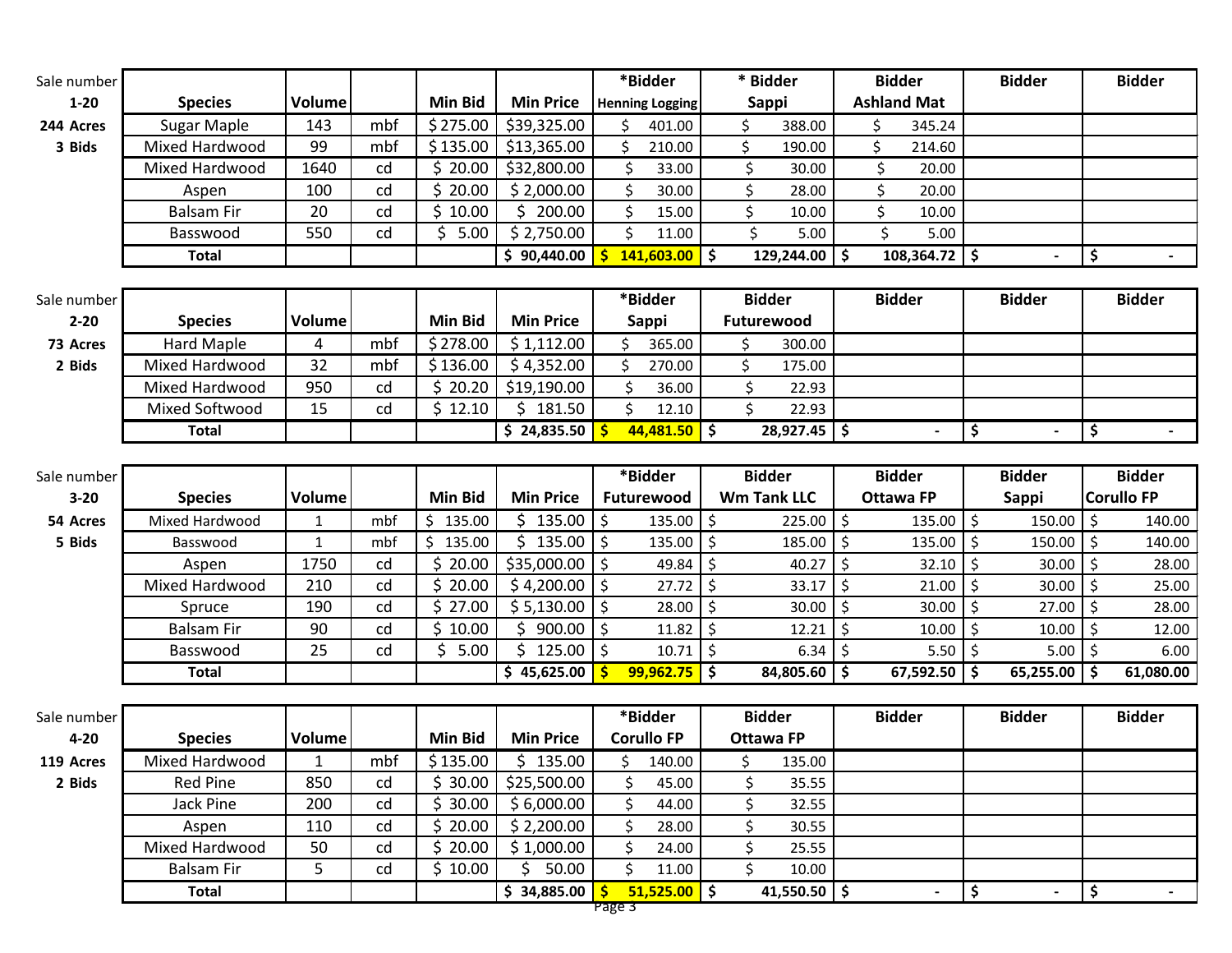| Sale number | Species | Volume | | Min Bid | Min Price | *Bidder Henning Logging | * Bidder Sappi | Bidder Ashland Mat | Bidder | Bidder |
|---|---|---|---|---|---|---|---|---|---|---|
| 1-20 | | | | | | | | | | |
| 244 Acres | Sugar Maple | 143 | mbf | $ 275.00 | $39,325.00 | $ 401.00 | $ 388.00 | $ 345.24 | | |
| 3 Bids | Mixed Hardwood | 99 | mbf | $ 135.00 | $13,365.00 | $ 210.00 | $ 190.00 | $ 214.60 | | |
| | Mixed Hardwood | 1640 | cd | $ 20.00 | $32,800.00 | $ 33.00 | $ 30.00 | $ 20.00 | | |
| | Aspen | 100 | cd | $ 20.00 | $ 2,000.00 | $ 30.00 | $ 28.00 | $ 20.00 | | |
| | Balsam Fir | 20 | cd | $ 10.00 | $ 200.00 | $ 15.00 | $ 10.00 | $ 10.00 | | |
| | Basswood | 550 | cd | $ 5.00 | $ 2,750.00 | $ 11.00 | $ 5.00 | $ 5.00 | | |
| | **Total** | | | | **$ 90,440.00** | **$ 141,603.00** | **$ 129,244.00** | **$ 108,364.72** | **$ -** | **$ -** |

| Sale number | Species | Volume | | Min Bid | Min Price | *Bidder Sappi | Bidder Futurewood | Bidder | Bidder | Bidder |
|---|---|---|---|---|---|---|---|---|---|---|
| 2-20 | | | | | | | | | | |
| 73 Acres | Hard Maple | 4 | mbf | $ 278.00 | $ 1,112.00 | $ 365.00 | $ 300.00 | | | |
| 2 Bids | Mixed Hardwood | 32 | mbf | $ 136.00 | $ 4,352.00 | $ 270.00 | $ 175.00 | | | |
| | Mixed Hardwood | 950 | cd | $ 20.20 | $19,190.00 | $ 36.00 | $ 22.93 | | | |
| | Mixed Softwood | 15 | cd | $ 12.10 | $ 181.50 | $ 12.10 | $ 22.93 | | | |
| | **Total** | | | | **$ 24,835.50** | **$ 44,481.50** | **$ 28,927.45** | **$ -** | **$ -** | **$ -** |

| Sale number | Species | Volume | | Min Bid | Min Price | *Bidder Futurewood | Bidder Wm Tank LLC | Bidder Ottawa FP | Bidder Sappi | Bidder Corullo FP |
|---|---|---|---|---|---|---|---|---|---|---|
| 3-20 | | | | | | | | | | |
| 54 Acres | Mixed Hardwood | 1 | mbf | $ 135.00 | $ 135.00 | $ 135.00 | $ 225.00 | $ 135.00 | $ 150.00 | $ 140.00 |
| 5 Bids | Basswood | 1 | mbf | $ 135.00 | $ 135.00 | $ 135.00 | $ 185.00 | $ 135.00 | $ 150.00 | $ 140.00 |
| | Aspen | 1750 | cd | $ 20.00 | $35,000.00 | $ 49.84 | $ 40.27 | $ 32.10 | $ 30.00 | $ 28.00 |
| | Mixed Hardwood | 210 | cd | $ 20.00 | $ 4,200.00 | $ 27.72 | $ 33.17 | $ 21.00 | $ 30.00 | $ 25.00 |
| | Spruce | 190 | cd | $ 27.00 | $ 5,130.00 | $ 28.00 | $ 30.00 | $ 30.00 | $ 27.00 | $ 28.00 |
| | Balsam Fir | 90 | cd | $ 10.00 | $ 900.00 | $ 11.82 | $ 12.21 | $ 10.00 | $ 10.00 | $ 12.00 |
| | Basswood | 25 | cd | $ 5.00 | $ 125.00 | $ 10.71 | $ 6.34 | $ 5.50 | $ 5.00 | $ 6.00 |
| | **Total** | | | | **$ 45,625.00** | **$ 99,962.75** | **$ 84,805.60** | **$ 67,592.50** | **$ 65,255.00** | **$ 61,080.00** |

| Sale number | Species | Volume | | Min Bid | Min Price | *Bidder Corullo FP | Bidder Ottawa FP | Bidder | Bidder | Bidder |
|---|---|---|---|---|---|---|---|---|---|---|
| 4-20 | | | | | | | | | | |
| 119 Acres | Mixed Hardwood | 1 | mbf | $ 135.00 | $ 135.00 | $ 140.00 | $ 135.00 | | | |
| 2 Bids | Red Pine | 850 | cd | $ 30.00 | $25,500.00 | $ 45.00 | $ 35.55 | | | |
| | Jack Pine | 200 | cd | $ 30.00 | $ 6,000.00 | $ 44.00 | $ 32.55 | | | |
| | Aspen | 110 | cd | $ 20.00 | $ 2,200.00 | $ 28.00 | $ 30.55 | | | |
| | Mixed Hardwood | 50 | cd | $ 20.00 | $ 1,000.00 | $ 24.00 | $ 25.55 | | | |
| | Balsam Fir | 5 | cd | $ 10.00 | $ 50.00 | $ 11.00 | $ 10.00 | | | |
| | **Total** | | | | **$ 34,885.00** | **$ 51,525.00** | **$ 41,550.50** | **$ -** | **$ -** | **$ -** |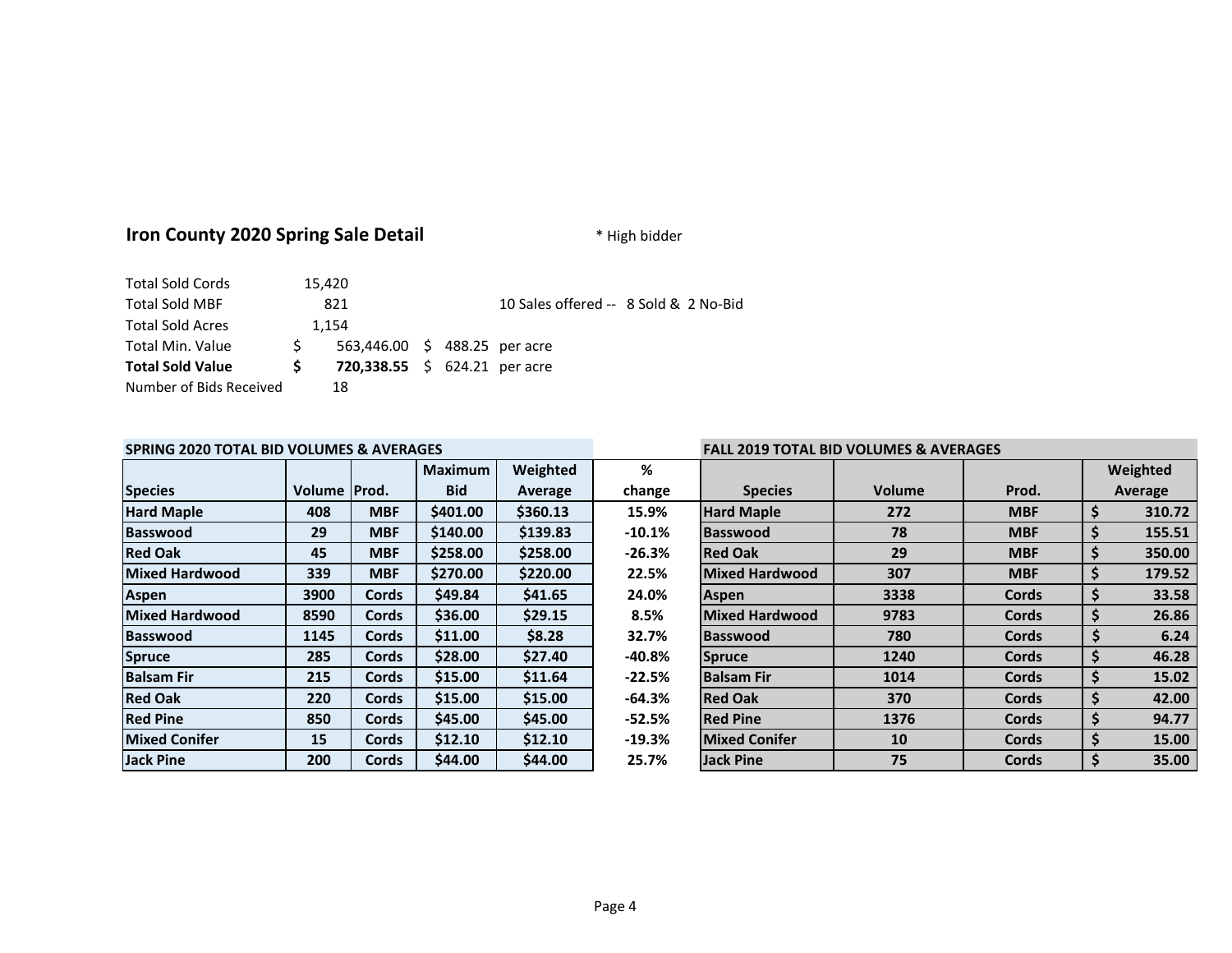## Iron County 2020 Spring Sale Detail

\* High bidder

| | | | |
|---|---|---|---|
| Total Sold Cords | 15,420 | | |
| Total Sold MBF | 821 | | 10 Sales offered -- 8 Sold & 2 No-Bid |
| Total Sold Acres | 1,154 | | |
| Total Min. Value | $ 563,446.00 | $ 488.25 per acre | |
| **Total Sold Value** | **$ 720,338.55** | $ 624.21 per acre | |
| Number of Bids Received | 18 | | |

| SPRING 2020 TOTAL BID VOLUMES & AVERAGES | | | | | | FALL 2019 TOTAL BID VOLUMES & AVERAGES | | | |
|---|---|---|---|---|---|---|---|---|---|
| **Species** | **Volume** | **Prod.** | **Maximum Bid** | **Weighted Average** | **% change** | **Species** | **Volume** | **Prod.** | **Weighted Average** |
| **Hard Maple** | **408** | **MBF** | **$401.00** | **$360.13** | **15.9%** | **Hard Maple** | **272** | **MBF** | **$ 310.72** |
| **Basswood** | **29** | **MBF** | **$140.00** | **$139.83** | **-10.1%** | **Basswood** | **78** | **MBF** | **$ 155.51** |
| **Red Oak** | **45** | **MBF** | **$258.00** | **$258.00** | **-26.3%** | **Red Oak** | **29** | **MBF** | **$ 350.00** |
| **Mixed Hardwood** | **339** | **MBF** | **$270.00** | **$220.00** | **22.5%** | **Mixed Hardwood** | **307** | **MBF** | **$ 179.52** |
| **Aspen** | **3900** | **Cords** | **$49.84** | **$41.65** | **24.0%** | **Aspen** | **3338** | **Cords** | **$ 33.58** |
| **Mixed Hardwood** | **8590** | **Cords** | **$36.00** | **$29.15** | **8.5%** | **Mixed Hardwood** | **9783** | **Cords** | **$ 26.86** |
| **Basswood** | **1145** | **Cords** | **$11.00** | **$8.28** | **32.7%** | **Basswood** | **780** | **Cords** | **$ 6.24** |
| **Spruce** | **285** | **Cords** | **$28.00** | **$27.40** | **-40.8%** | **Spruce** | **1240** | **Cords** | **$ 46.28** |
| **Balsam Fir** | **215** | **Cords** | **$15.00** | **$11.64** | **-22.5%** | **Balsam Fir** | **1014** | **Cords** | **$ 15.02** |
| **Red Oak** | **220** | **Cords** | **$15.00** | **$15.00** | **-64.3%** | **Red Oak** | **370** | **Cords** | **$ 42.00** |
| **Red Pine** | **850** | **Cords** | **$45.00** | **$45.00** | **-52.5%** | **Red Pine** | **1376** | **Cords** | **$ 94.77** |
| **Mixed Conifer** | **15** | **Cords** | **$12.10** | **$12.10** | **-19.3%** | **Mixed Conifer** | **10** | **Cords** | **$ 15.00** |
| **Jack Pine** | **200** | **Cords** | **$44.00** | **$44.00** | **25.7%** | **Jack Pine** | **75** | **Cords** | **$ 35.00** |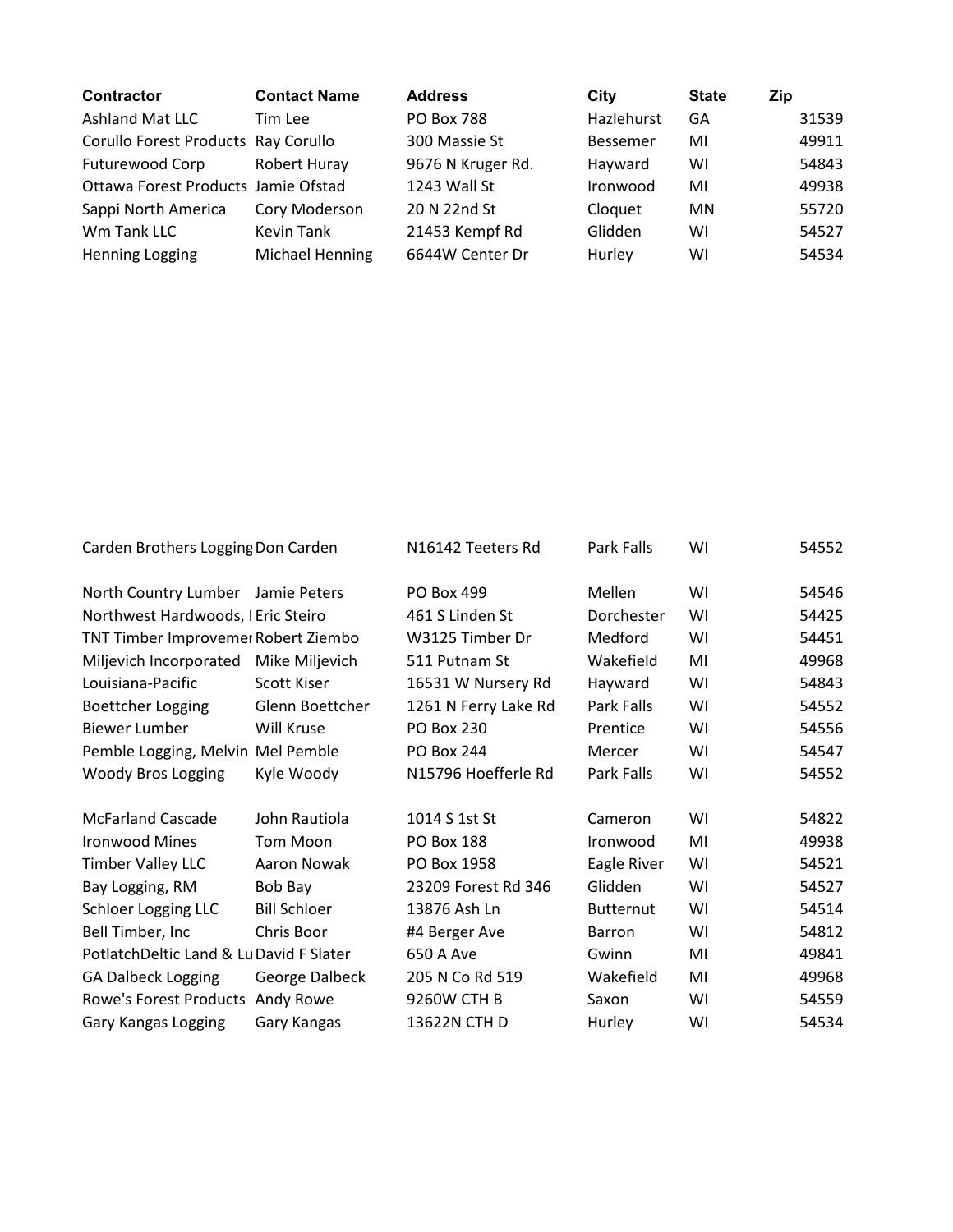| Contractor | Contact Name | Address | City | State | Zip |
|---|---|---|---|---|---|
| Ashland Mat LLC | Tim Lee | PO Box 788 | Hazlehurst | GA | 31539 |
| Corullo Forest Products | Ray Corullo | 300 Massie St | Bessemer | MI | 49911 |
| Futurewood Corp | Robert Huray | 9676 N Kruger Rd. | Hayward | WI | 54843 |
| Ottawa Forest Products | Jamie Ofstad | 1243 Wall St | Ironwood | MI | 49938 |
| Sappi North America | Cory Moderson | 20 N 22nd St | Cloquet | MN | 55720 |
| Wm Tank LLC | Kevin Tank | 21453 Kempf Rd | Glidden | WI | 54527 |
| Henning Logging | Michael Henning | 6644W Center Dr | Hurley | WI | 54534 |
| Carden Brothers Logging | Don Carden | N16142 Teeters Rd | Park Falls | WI | 54552 |
| North Country Lumber | Jamie Peters | PO Box 499 | Mellen | WI | 54546 |
| Northwest Hardwoods, I | Eric Steiro | 461 S Linden St | Dorchester | WI | 54425 |
| TNT Timber Improvemer | Robert Ziembo | W3125 Timber Dr | Medford | WI | 54451 |
| Miljevich Incorporated | Mike Miljevich | 511 Putnam St | Wakefield | MI | 49968 |
| Louisiana-Pacific | Scott Kiser | 16531 W Nursery Rd | Hayward | WI | 54843 |
| Boettcher Logging | Glenn Boettcher | 1261 N Ferry Lake Rd | Park Falls | WI | 54552 |
| Biewer Lumber | Will Kruse | PO Box 230 | Prentice | WI | 54556 |
| Pemble Logging, Melvin | Mel Pemble | PO Box 244 | Mercer | WI | 54547 |
| Woody Bros Logging | Kyle Woody | N15796 Hoefferle Rd | Park Falls | WI | 54552 |
| McFarland Cascade | John Rautiola | 1014 S 1st St | Cameron | WI | 54822 |
| Ironwood Mines | Tom Moon | PO Box 188 | Ironwood | MI | 49938 |
| Timber Valley LLC | Aaron Nowak | PO Box 1958 | Eagle River | WI | 54521 |
| Bay Logging, RM | Bob Bay | 23209 Forest Rd 346 | Glidden | WI | 54527 |
| Schloer Logging LLC | Bill Schloer | 13876 Ash Ln | Butternut | WI | 54514 |
| Bell Timber, Inc | Chris Boor | #4 Berger Ave | Barron | WI | 54812 |
| PotlatchDeltic Land & Lu | David F Slater | 650 A Ave | Gwinn | MI | 49841 |
| GA Dalbeck Logging | George Dalbeck | 205 N Co Rd 519 | Wakefield | MI | 49968 |
| Rowe's Forest Products | Andy Rowe | 9260W CTH B | Saxon | WI | 54559 |
| Gary Kangas Logging | Gary Kangas | 13622N CTH D | Hurley | WI | 54534 |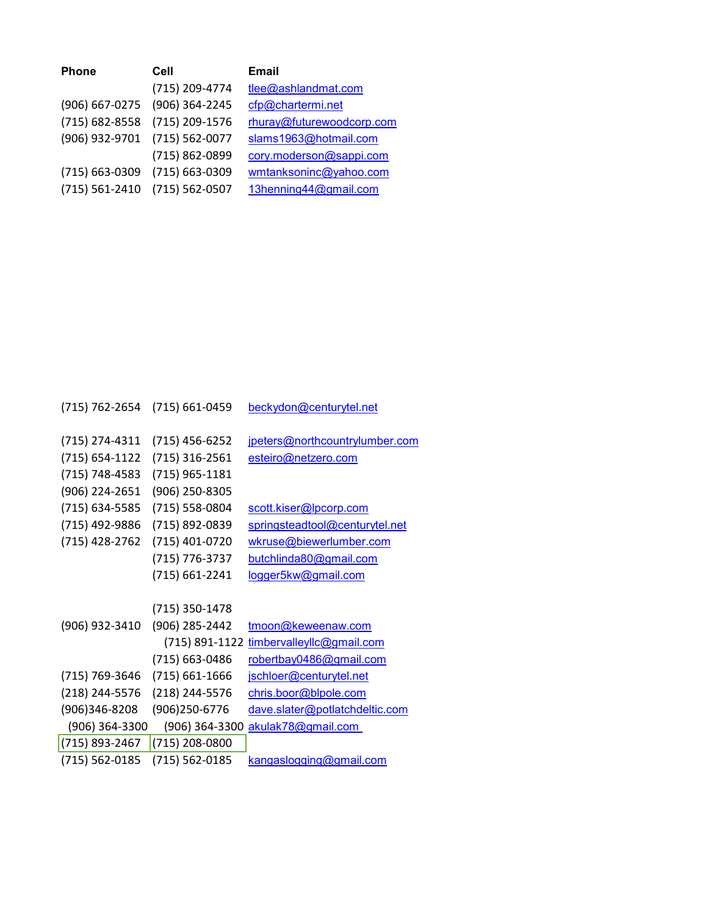| Phone | Cell | Email |
|---|---|---|
| | (715) 209-4774 | tlee@ashlandmat.com |
| (906) 667-0275 | (906) 364-2245 | cfp@chartermi.net |
| (715) 682-8558 | (715) 209-1576 | rhuray@futurewoodcorp.com |
| (906) 932-9701 | (715) 562-0077 | slams1963@hotmail.com |
| | (715) 862-0899 | cory.moderson@sappi.com |
| (715) 663-0309 | (715) 663-0309 | wmtanksoninc@yahoo.com |
| (715) 561-2410 | (715) 562-0507 | 13henning44@gmail.com |
| (715) 762-2654 | (715) 661-0459 | beckydon@centurytel.net |
| (715) 274-4311 | (715) 456-6252 | jpeters@northcountrylumber.com |
| (715) 654-1122 | (715) 316-2561 | esteiro@netzero.com |
| (715) 748-4583 | (715) 965-1181 | |
| (906) 224-2651 | (906) 250-8305 | |
| (715) 634-5585 | (715) 558-0804 | scott.kiser@lpcorp.com |
| (715) 492-9886 | (715) 892-0839 | springsteadtool@centurytel.net |
| (715) 428-2762 | (715) 401-0720 | wkruse@biewerlumber.com |
| | (715) 776-3737 | butchlinda80@gmail.com |
| | (715) 661-2241 | logger5kw@gmail.com |
| | (715) 350-1478 | |
| (906) 932-3410 | (906) 285-2442 | tmoon@keweenaw.com |
| | (715) 891-1122 | timbervalleyllc@gmail.com |
| | (715) 663-0486 | robertbay0486@gmail.com |
| (715) 769-3646 | (715) 661-1666 | jschloer@centurytel.net |
| (218) 244-5576 | (218) 244-5576 | chris.boor@blpole.com |
| (906)346-8208 | (906)250-6776 | dave.slater@potlatchdeltic.com |
| (906) 364-3300 | (906) 364-3300 | akulak78@gmail.com |
| (715) 893-2467 | (715) 208-0800 | |
| (715) 562-0185 | (715) 562-0185 | kangaslogging@gmail.com |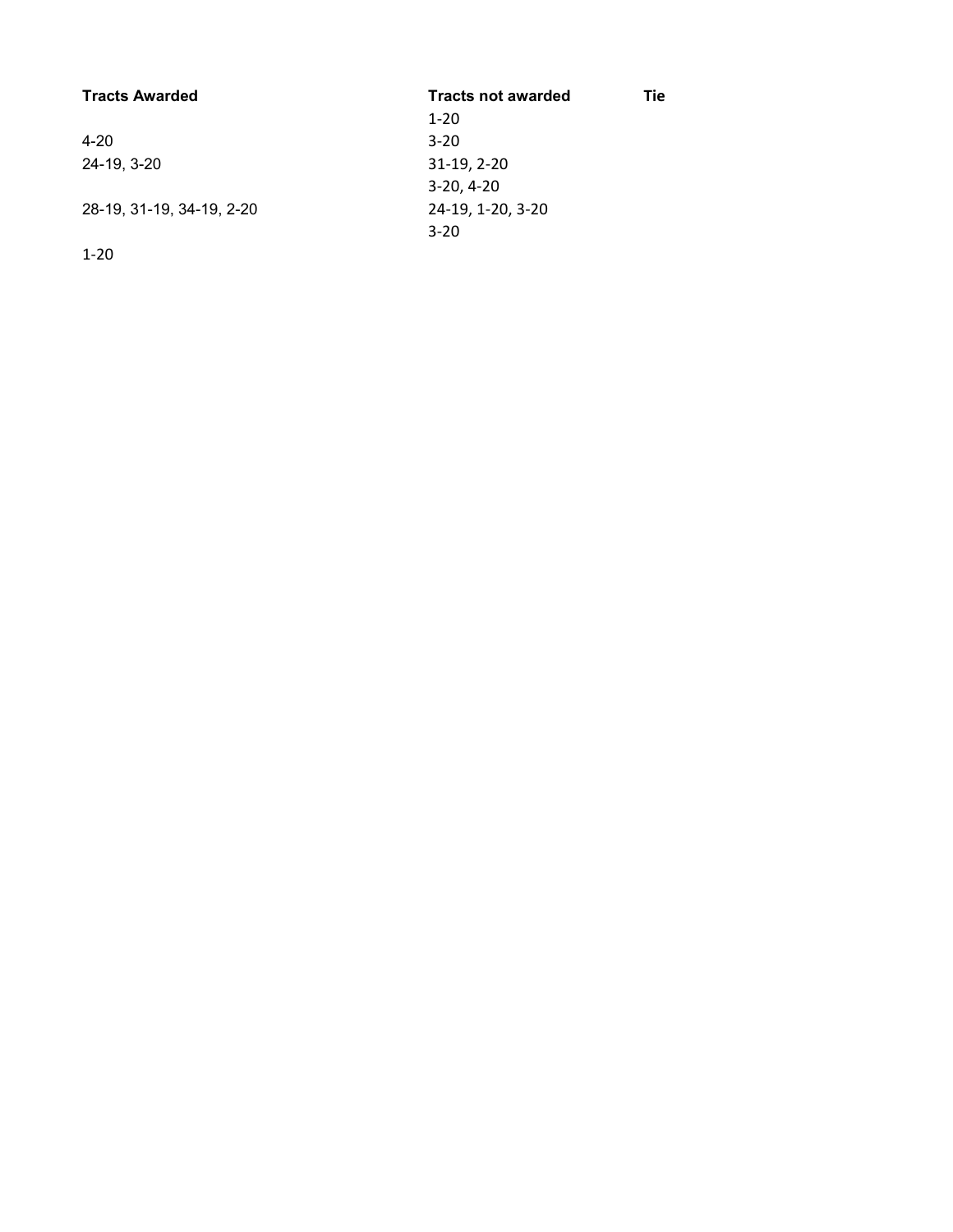| Tracts Awarded | Tracts not awarded | Tie |
|---|---|---|
| | 1-20 | |
| 4-20 | 3-20 | |
| 24-19, 3-20 | 31-19, 2-20 | |
| | 3-20, 4-20 | |
| 28-19, 31-19, 34-19, 2-20 | 24-19, 1-20, 3-20 | |
| | 3-20 | |
| 1-20 | | |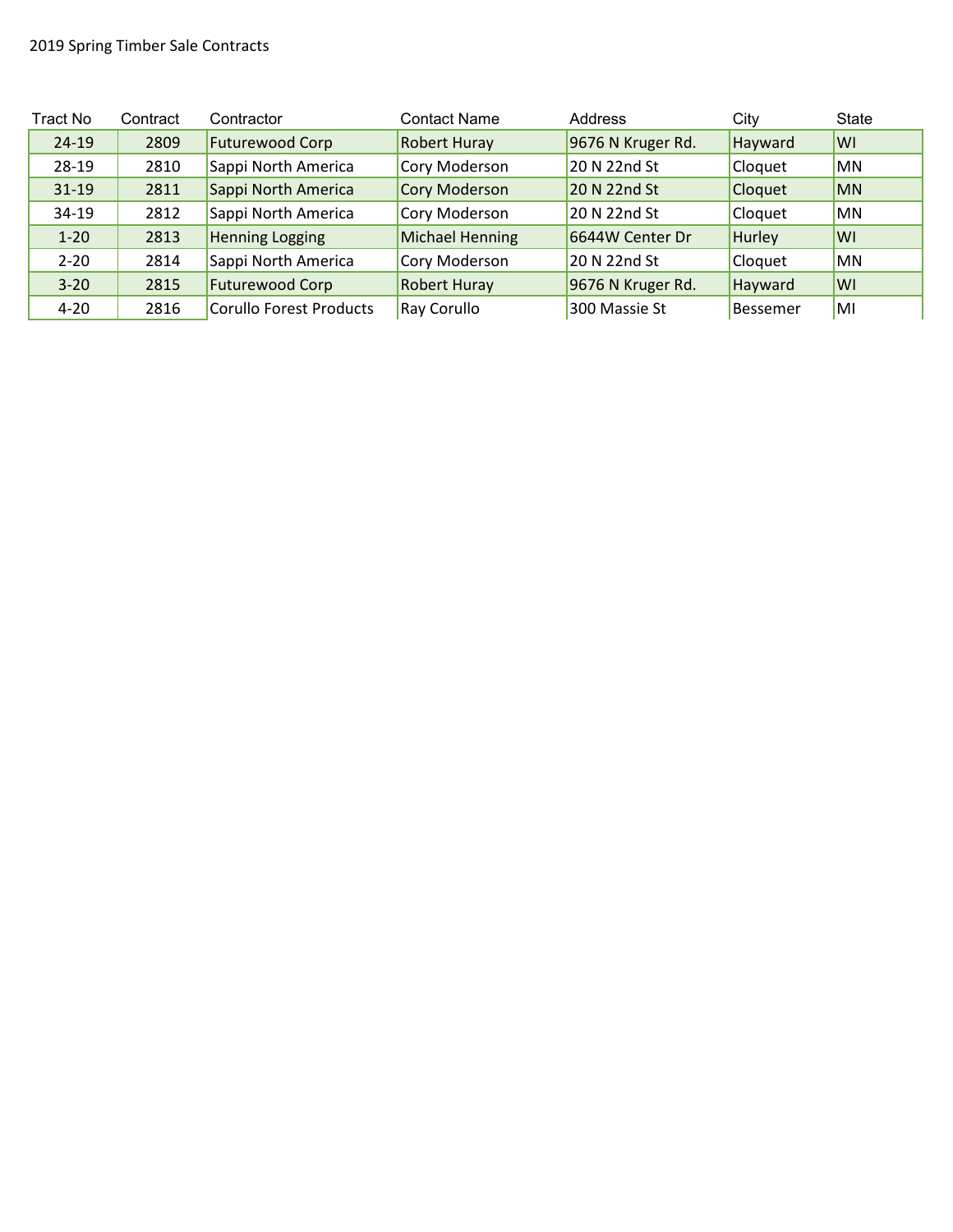2019 Spring Timber Sale Contracts

| Tract No | Contract | Contractor | Contact Name | Address | City | State |
|---|---|---|---|---|---|---|
| 24-19 | 2809 | Futurewood Corp | Robert Huray | 9676 N Kruger Rd. | Hayward | WI |
| 28-19 | 2810 | Sappi North America | Cory Moderson | 20 N 22nd St | Cloquet | MN |
| 31-19 | 2811 | Sappi North America | Cory Moderson | 20 N 22nd St | Cloquet | MN |
| 34-19 | 2812 | Sappi North America | Cory Moderson | 20 N 22nd St | Cloquet | MN |
| 1-20 | 2813 | Henning Logging | Michael Henning | 6644W Center Dr | Hurley | WI |
| 2-20 | 2814 | Sappi North America | Cory Moderson | 20 N 22nd St | Cloquet | MN |
| 3-20 | 2815 | Futurewood Corp | Robert Huray | 9676 N Kruger Rd. | Hayward | WI |
| 4-20 | 2816 | Corullo Forest Products | Ray Corullo | 300 Massie St | Bessemer | MI |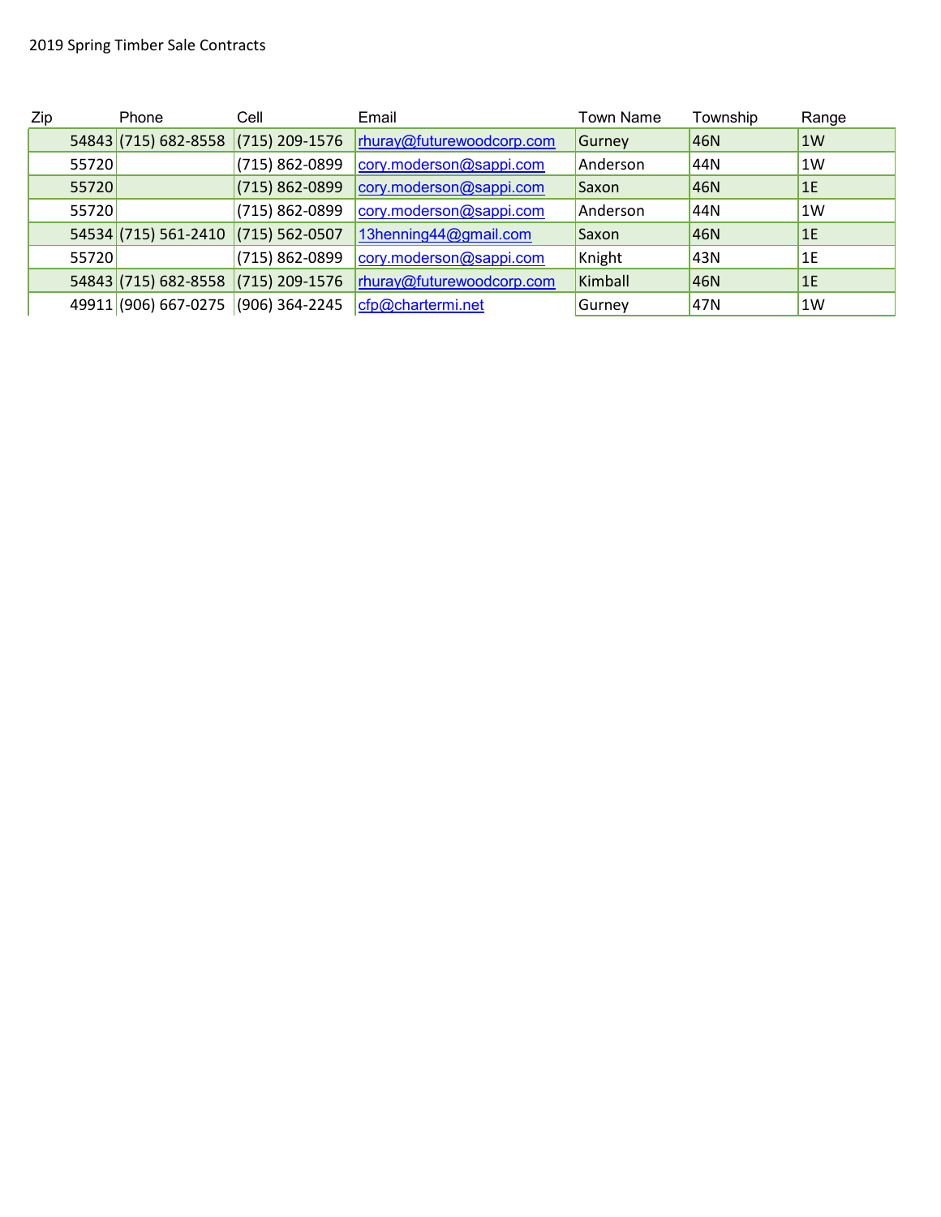2019 Spring Timber Sale Contracts

| Zip | Phone | Cell | Email | Town Name | Township | Range |
|---|---|---|---|---|---|---|
| 54843 | (715) 682-8558 | (715) 209-1576 | rhuray@futurewoodcorp.com | Gurney | 46N | 1W |
| 55720 | | (715) 862-0899 | cory.moderson@sappi.com | Anderson | 44N | 1W |
| 55720 | | (715) 862-0899 | cory.moderson@sappi.com | Saxon | 46N | 1E |
| 55720 | | (715) 862-0899 | cory.moderson@sappi.com | Anderson | 44N | 1W |
| 54534 | (715) 561-2410 | (715) 562-0507 | 13henning44@gmail.com | Saxon | 46N | 1E |
| 55720 | | (715) 862-0899 | cory.moderson@sappi.com | Knight | 43N | 1E |
| 54843 | (715) 682-8558 | (715) 209-1576 | rhuray@futurewoodcorp.com | Kimball | 46N | 1E |
| 49911 | (906) 667-0275 | (906) 364-2245 | cfp@chartermi.net | Gurney | 47N | 1W |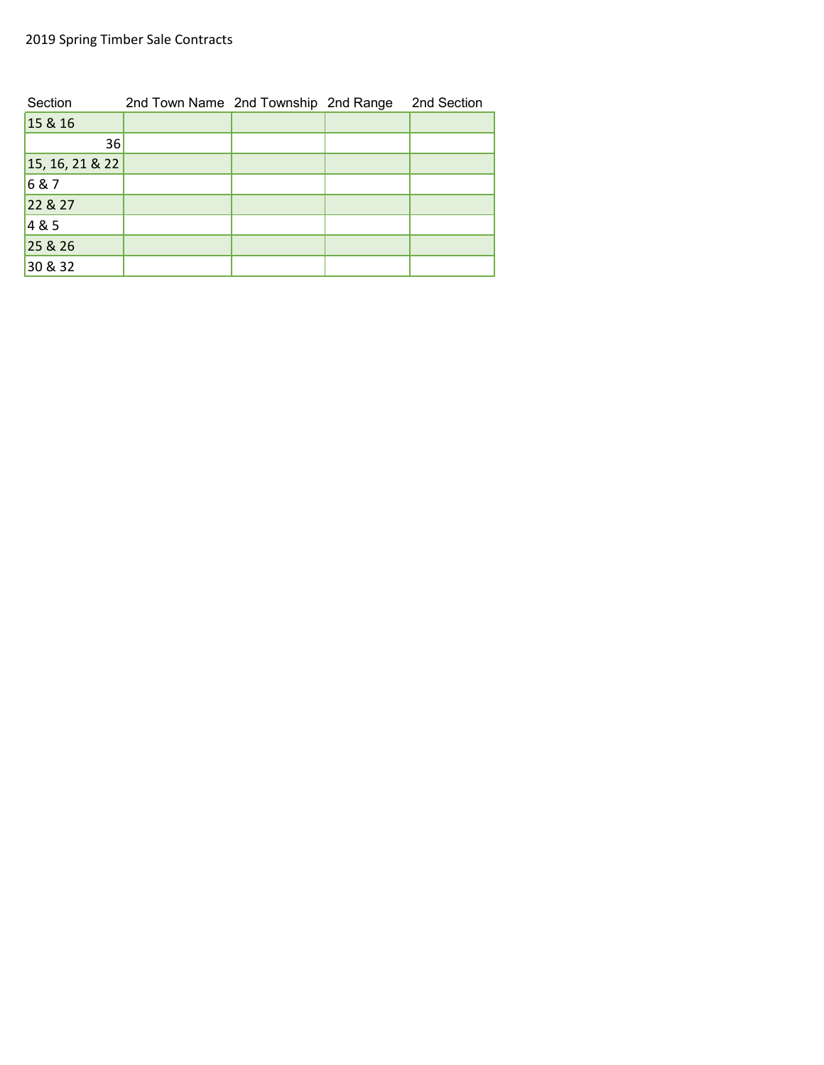2019 Spring Timber Sale Contracts

| Section | 2nd Town Name | 2nd Township | 2nd Range | 2nd Section |
|---|---|---|---|---|
| 15 & 16 | | | | |
| 36 | | | | |
| 15, 16, 21 & 22 | | | | |
| 6 & 7 | | | | |
| 22 & 27 | | | | |
| 4 & 5 | | | | |
| 25 & 26 | | | | |
| 30 & 32 | | | | |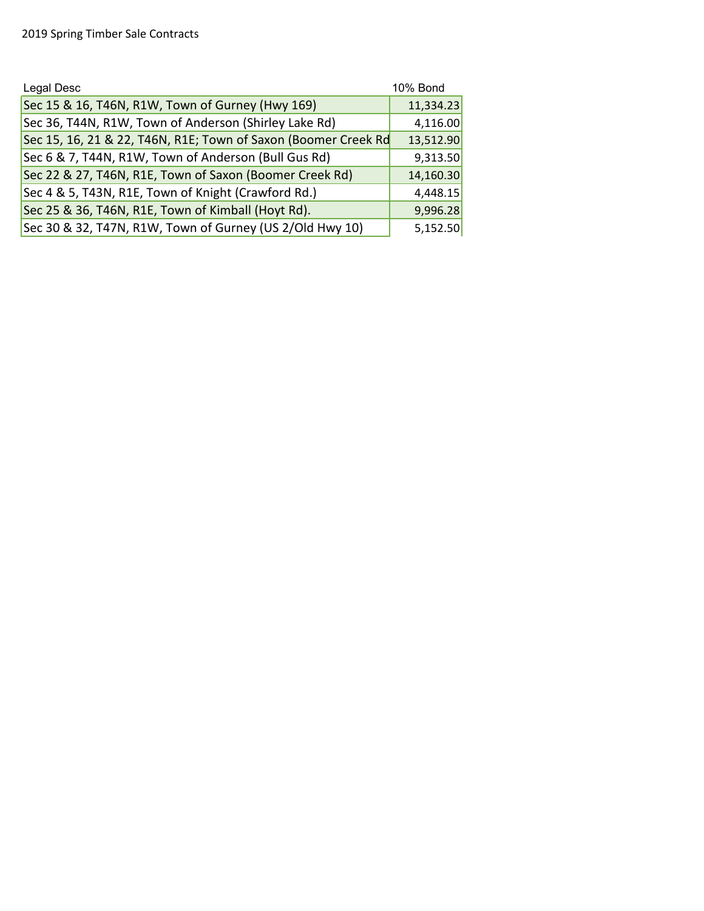2019 Spring Timber Sale Contracts

| Legal Desc | 10% Bond |
|---|---|
| Sec 15 & 16, T46N, R1W, Town of Gurney (Hwy 169) | 11,334.23 |
| Sec 36, T44N, R1W, Town of Anderson (Shirley Lake Rd) | 4,116.00 |
| Sec 15, 16, 21 & 22, T46N, R1E; Town of Saxon (Boomer Creek Rd | 13,512.90 |
| Sec 6 & 7, T44N, R1W, Town of Anderson (Bull Gus Rd) | 9,313.50 |
| Sec 22 & 27, T46N, R1E, Town of Saxon (Boomer Creek Rd) | 14,160.30 |
| Sec 4 & 5, T43N, R1E, Town of Knight (Crawford Rd.) | 4,448.15 |
| Sec 25 & 36, T46N, R1E, Town of Kimball (Hoyt Rd). | 9,996.28 |
| Sec 30 & 32, T47N, R1W, Town of Gurney (US 2/Old Hwy 10) | 5,152.50 |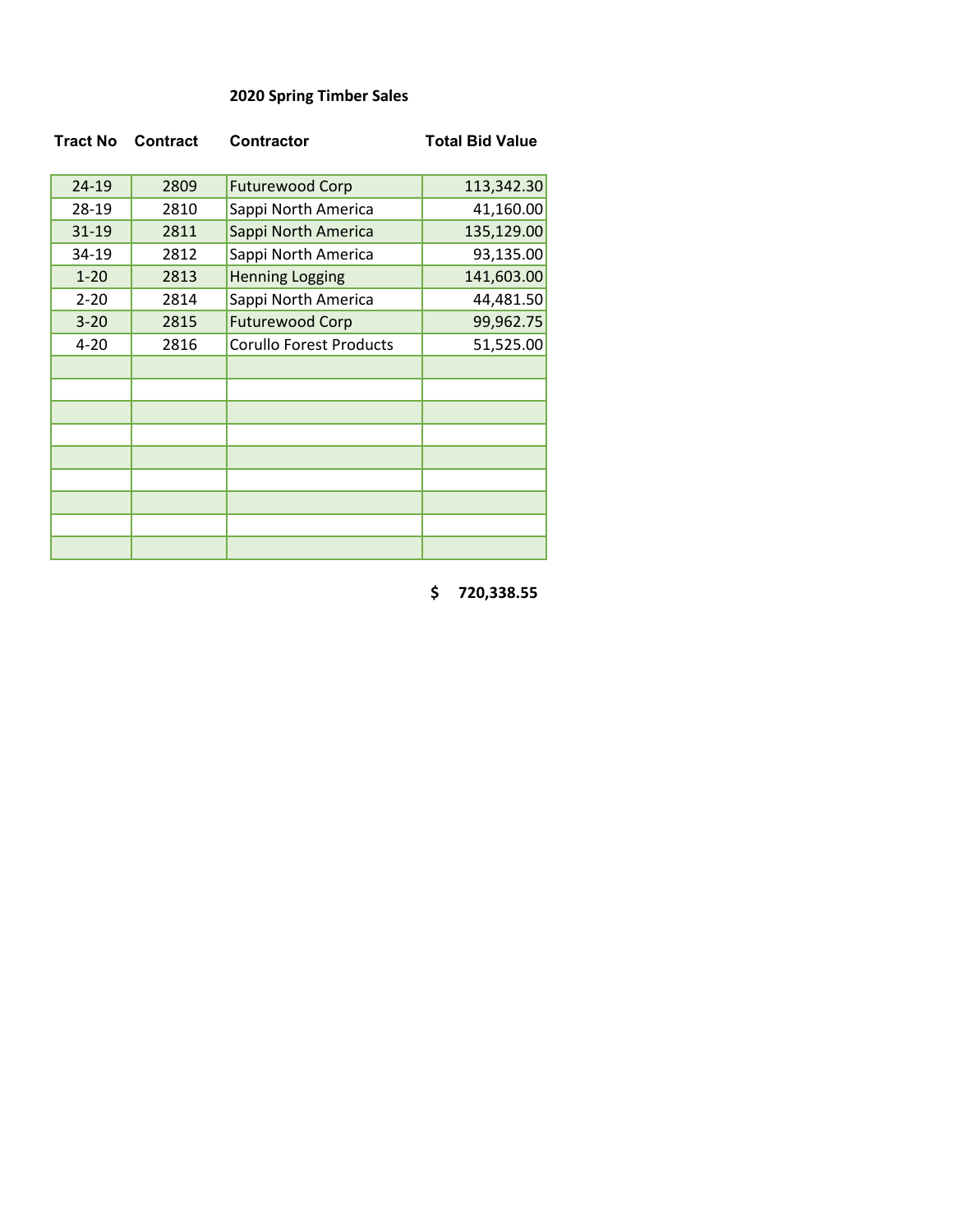## 2020 Spring Timber Sales

| Tract No | Contract | Contractor | Total Bid Value |
|---|---|---|---|
| 24-19 | 2809 | Futurewood Corp | 113,342.30 |
| 28-19 | 2810 | Sappi North America | 41,160.00 |
| 31-19 | 2811 | Sappi North America | 135,129.00 |
| 34-19 | 2812 | Sappi North America | 93,135.00 |
| 1-20 | 2813 | Henning Logging | 141,603.00 |
| 2-20 | 2814 | Sappi North America | 44,481.50 |
| 3-20 | 2815 | Futurewood Corp | 99,962.75 |
| 4-20 | 2816 | Corullo Forest Products | 51,525.00 |
| | | | |
| | | | |
| | | | |
| | | | |
| | | | |
| | | | |
| | | | |
| | | | |
| | | | |

**$ 720,338.55**